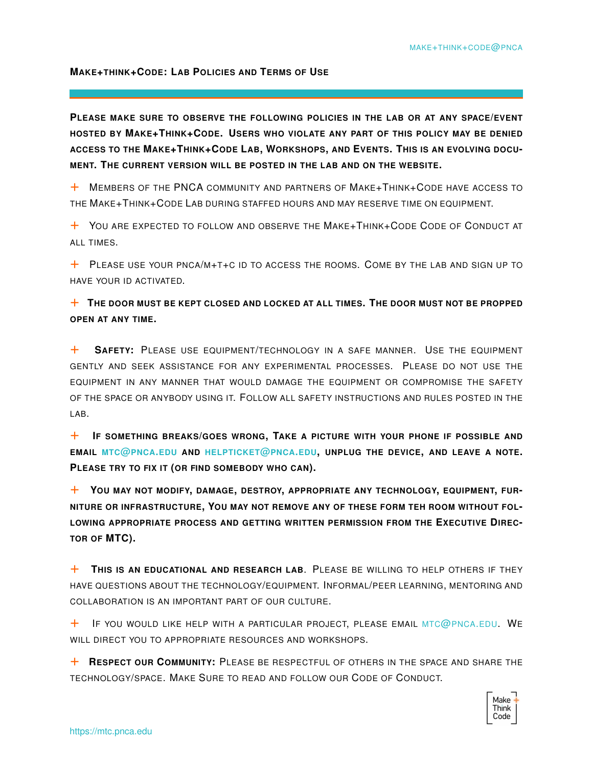## Make+think+Code: Lab Policies and Terms of Use

**Please make sure to observe the following policies in the lab or at any space/event hosted by Make+Think+Code. Users who violate any part of this policy may be denied access to the Make+Think+Code Lab, Workshops, and Events. This is an evolving document. The current version will be posted in the lab and on the website.**

+ Members of the PNCA community and partners of Make+Think+Code have access to the Make+Think+Code Lab during staffed hours and may reserve time on equipment.

+ You are expected to follow and observe the Make+Think+Code Code of Conduct at all times.

+ Please use your pnca/m+t+c id to access the rooms. Come by the lab and sign up to have your id activated.

+ **The door must be kept closed and locked at all times. The door must not be propped open at any time.**

+ **Safety:** Please use equipment/technology in a safe manner. Use the equipment gently and seek assistance for any experimental processes. Please do not use the equipment in any manner that would damage the equipment or compromise the safety of the space or anybody using it. Follow all safety instructions and rules posted in the lab.

+ **If something breaks/goes wrong, Take a picture with your phone if possible and email mtc@pnca.edu and helpticket@pnca.edu, unplug the device, and leave a note. Please try to fix it (or find somebody who can).**

+ **You may not modify, damage, destroy, appropriate any technology, equipment, furniture or infrastructure, You may not remove any of these form teh room without following appropriate process and getting written permission from the Executive Director of MTC).**

+ **This is an educational and research lab**. Please be willing to help others if they have questions about the technology/equipment. Informal/peer learning, mentoring and collaboration is an important part of our culture.

+ If you would like help with a particular project, please email mtc@pnca.edu. We will direct you to appropriate resources and workshops.

+ **Respect our Community:** Please be respectful of others in the space and share the technology/space. Make Sure to read and follow our Code of Conduct.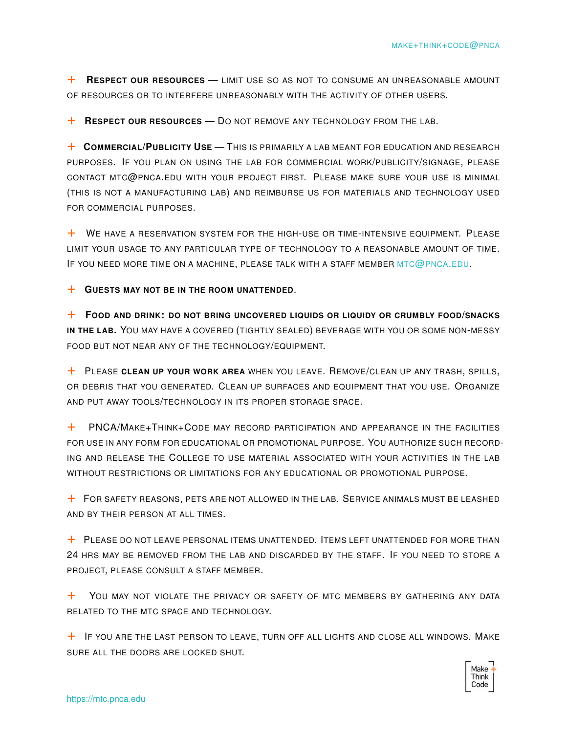+ **Respect our resources** — limit use so as not to consume an unreasonable amount of resources or to interfere unreasonably with the activity of other users.

+ **Respect our resources** — Do not remove any technology from the lab.

+ **Commercial/Publicity Use** — This is primarily a lab meant for education and research purposes. If you plan on using the lab for commercial work/publicity/signage, please contact mtc@pnca.edu with your project first. Please make sure your use is minimal (this is not a manufacturing lab) and reimburse us for materials and technology used for commercial purposes.

+ We have a reservation system for the high-use or time-intensive equipment. Please limit your usage to any particular type of technology to a reasonable amount of time. If you need more time on a machine, please talk with a staff member mtc@pnca.edu.

+ **Guests may not be in the room unattended**.

+ **Food and drink: do not bring uncovered liquids or liquidy or crumbly food/snacks in the lab.** You may have a covered (tightly sealed) beverage with you or some non-messy food but not near any of the technology/equipment.

+ Please **clean up your work area** when you leave. Remove/clean up any trash, spills, or debris that you generated. Clean up surfaces and equipment that you use. Organize and put away tools/technology in its proper storage space.

+ PNCA/Make+Think+Code may record participation and appearance in the facilities for use in any form for educational or promotional purpose. You authorize such recording and release the College to use material associated with your activities in the lab without restrictions or limitations for any educational or promotional purpose.

+ For safety reasons, pets are not allowed in the lab. Service animals must be leashed and by their person at all times.

+ Please do not leave personal items unattended. Items left unattended for more than 24 hrs may be removed from the lab and discarded by the staff. If you need to store a project, please consult a staff member.

+ You may not violate the privacy or safety of MTC members by gathering any data related to the MTC space and technology.

+ If you are the last person to leave, turn off all lights and close all windows. Make sure all the doors are locked shut.